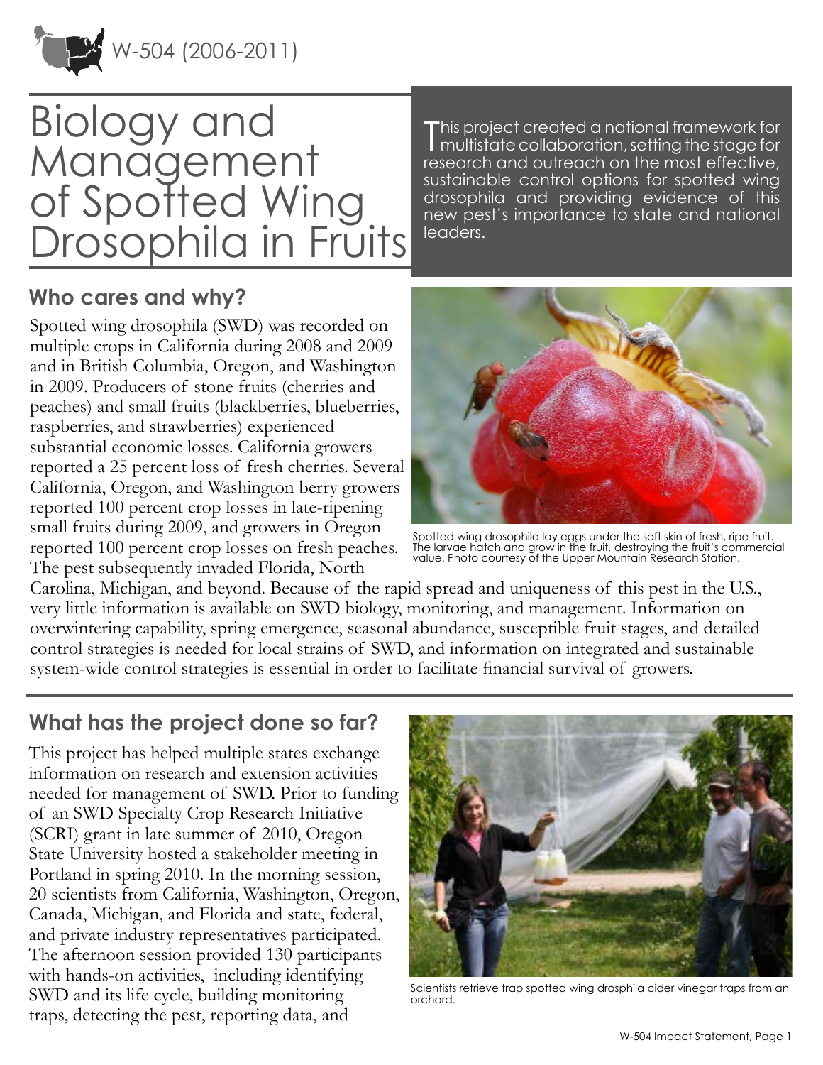W-504 (2006-2011)

# Biology and Management of Spotted Wing Drosophila in Fruits

This project created a national framework for multistate collaboration, setting the stage for research and outreach on the most effective, sustainable control options for spotted wing drosophila and providing evidence of this new pest's importance to state and national leaders.

## Who cares and why?

Spotted wing drosophila (SWD) was recorded on multiple crops in California during 2008 and 2009 and in British Columbia, Oregon, and Washington in 2009. Producers of stone fruits (cherries and peaches) and small fruits (blackberries, blueberries, raspberries, and strawberries) experienced substantial economic losses. California growers reported a 25 percent loss of fresh cherries. Several California, Oregon, and Washington berry growers reported 100 percent crop losses in late-ripening small fruits during 2009, and growers in Oregon reported 100 percent crop losses on fresh peaches. The pest subsequently invaded Florida, North Carolina, Michigan, and beyond. Because of the rapid spread and uniqueness of this pest in the U.S., very little information is available on SWD biology, monitoring, and management. Information on overwintering capability, spring emergence, seasonal abundance, susceptible fruit stages, and detailed control strategies is needed for local strains of SWD, and information on integrated and sustainable system-wide control strategies is essential in order to facilitate financial survival of growers.

Spotted wing drosophila lay eggs under the soft skin of fresh, ripe fruit. The larvae hatch and grow in the fruit, destroying the fruit's commercial value. Photo courtesy of the Upper Mountain Research Station.

## What has the project done so far?

This project has helped multiple states exchange information on research and extension activities needed for management of SWD. Prior to funding of an SWD Specialty Crop Research Initiative (SCRI) grant in late summer of 2010, Oregon State University hosted a stakeholder meeting in Portland in spring 2010. In the morning session, 20 scientists from California, Washington, Oregon, Canada, Michigan, and Florida and state, federal, and private industry representatives participated. The afternoon session provided 130 participants with hands-on activities, including identifying SWD and its life cycle, building monitoring traps, detecting the pest, reporting data, and

Scientists retrieve trap spotted wing drosphila cider vinegar traps from an orchard.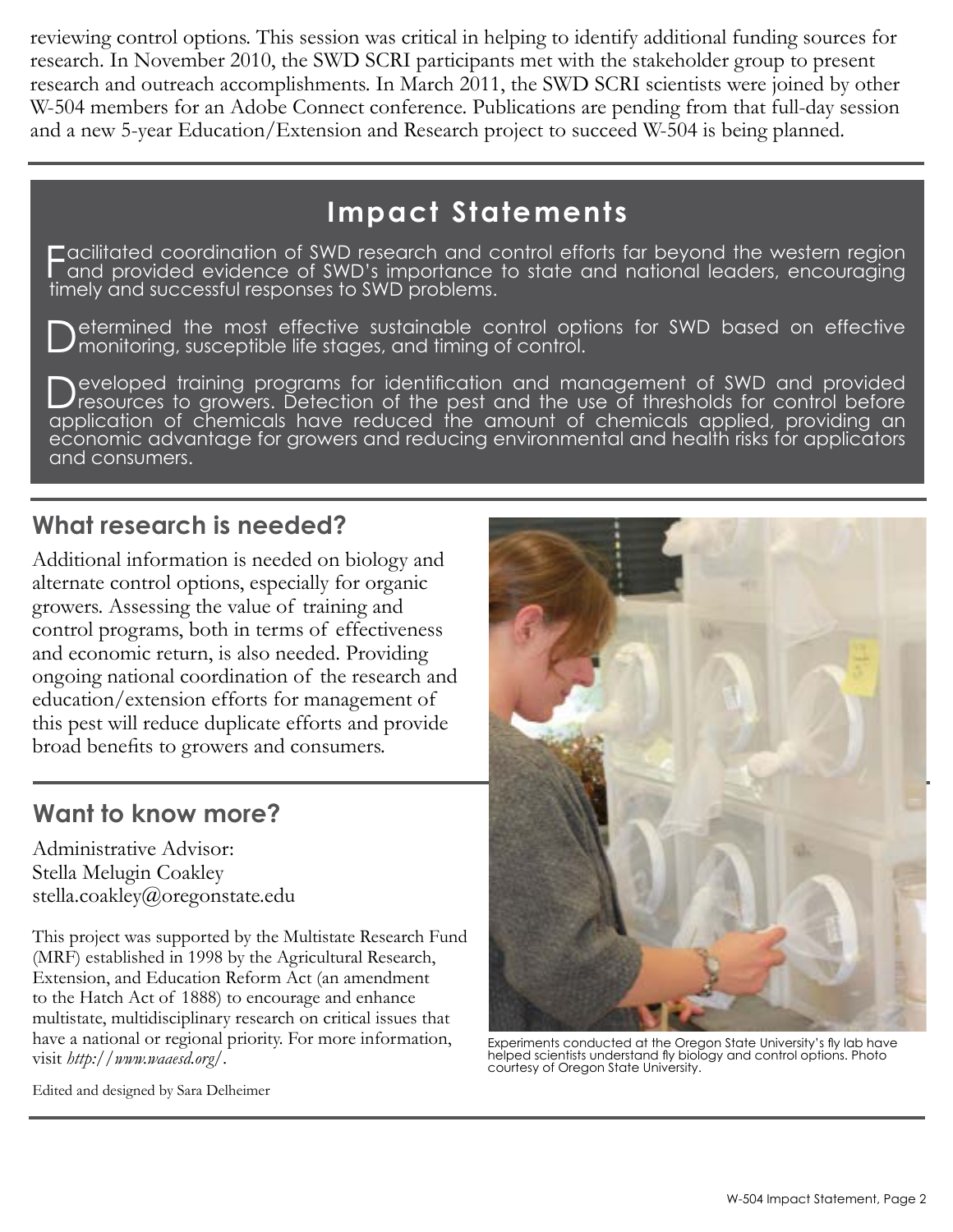reviewing control options. This session was critical in helping to identify additional funding sources for research. In November 2010, the SWD SCRI participants met with the stakeholder group to present research and outreach accomplishments. In March 2011, the SWD SCRI scientists were joined by other W-504 members for an Adobe Connect conference. Publications are pending from that full-day session and a new 5-year Education/Extension and Research project to succeed W-504 is being planned.

## Impact Statements

Facilitated coordination of SWD research and control efforts far beyond the western region and provided evidence of SWD's importance to state and national leaders, encouraging timely and successful responses to SWD problems.

Determined the most effective sustainable control options for SWD based on effective monitoring, susceptible life stages, and timing of control.

Developed training programs for identification and management of SWD and provided resources to growers. Detection of the pest and the use of thresholds for control before application of chemicals have reduced the amount of chemicals applied, providing an economic advantage for growers and reducing environmental and health risks for applicators and consumers.

## What research is needed?

Additional information is needed on biology and alternate control options, especially for organic growers. Assessing the value of training and control programs, both in terms of effectiveness and economic return, is also needed. Providing ongoing national coordination of the research and education/extension efforts for management of this pest will reduce duplicate efforts and provide broad benefits to growers and consumers.

## Want to know more?

Administrative Advisor:
Stella Melugin Coakley
stella.coakley@oregonstate.edu

This project was supported by the Multistate Research Fund (MRF) established in 1998 by the Agricultural Research, Extension, and Education Reform Act (an amendment to the Hatch Act of 1888) to encourage and enhance multistate, multidisciplinary research on critical issues that have a national or regional priority. For more information, visit *http://www.waaesd.org/*.

Edited and designed by Sara Delheimer

Experiments conducted at the Oregon State University's fly lab have helped scientists understand fly biology and control options. Photo courtesy of Oregon State University.